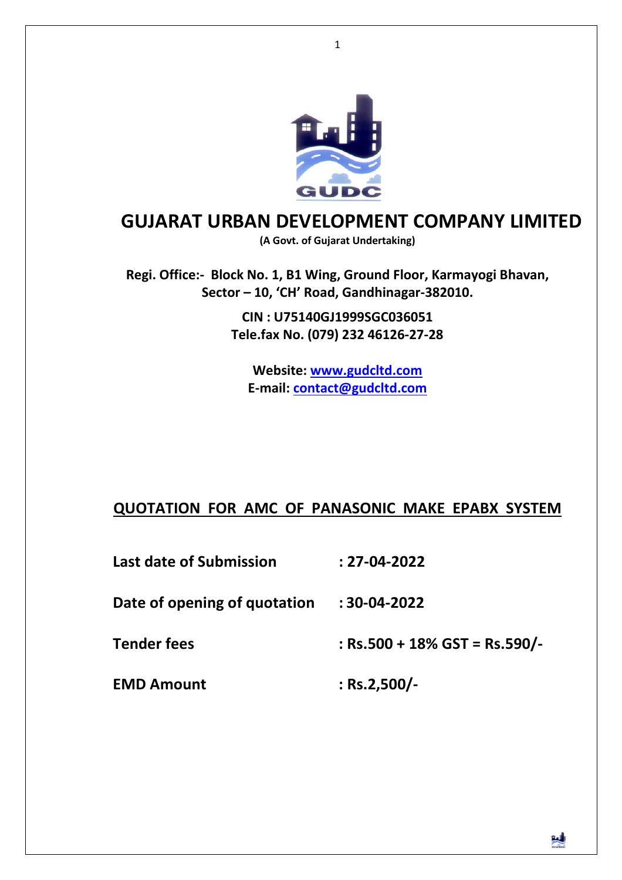# GUJARAT URBAN DEVELOPMENT COMPANY LIMITED

**(A Govt. of Gujarat Undertaking)**

**Regi. Office:- Block No. 1, B1 Wing, Ground Floor, Karmayogi Bhavan, Sector – 10, 'CH' Road, Gandhinagar-382010.**

**CIN : U75140GJ1999SGC036051**
**Tele.fax No. (079) 232 46126-27-28**

**Website: www.gudcltd.com**
**E-mail: contact@gudcltd.com**

## QUOTATION FOR AMC OF PANASONIC MAKE EPABX SYSTEM

| | |
|---|---|
| **Last date of Submission** | **: 27-04-2022** |
| **Date of opening of quotation** | **: 30-04-2022** |
| **Tender fees** | **: Rs.500 + 18% GST = Rs.590/-** |
| **EMD Amount** | **: Rs.2,500/-** |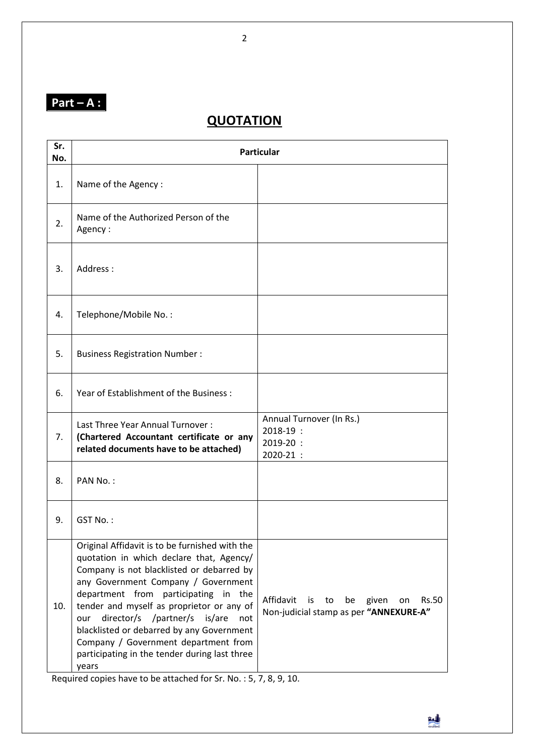**Part – A :**

## QUOTATION

| Sr. No. | Particular | |
|---|---|---|
| 1. | Name of the Agency : | |
| 2. | Name of the Authorized Person of the Agency : | |
| 3. | Address : | |
| 4. | Telephone/Mobile No. : | |
| 5. | Business Registration Number : | |
| 6. | Year of Establishment of the Business : | |
| 7. | Last Three Year Annual Turnover : **(Chartered Accountant certificate or any related documents have to be attached)** | Annual Turnover (In Rs.)<br>2018-19 :<br>2019-20 :<br>2020-21 : |
| 8. | PAN No. : | |
| 9. | GST No. : | |
| 10. | Original Affidavit is to be furnished with the quotation in which declare that, Agency/ Company is not blacklisted or debarred by any Government Company / Government department from participating in the tender and myself as proprietor or any of our director/s /partner/s is/are not blacklisted or debarred by any Government Company / Government department from participating in the tender during last three years | Affidavit is to be given on Rs.50 Non-judicial stamp as per **"ANNEXURE-A"** |

Required copies have to be attached for Sr. No. : 5, 7, 8, 9, 10.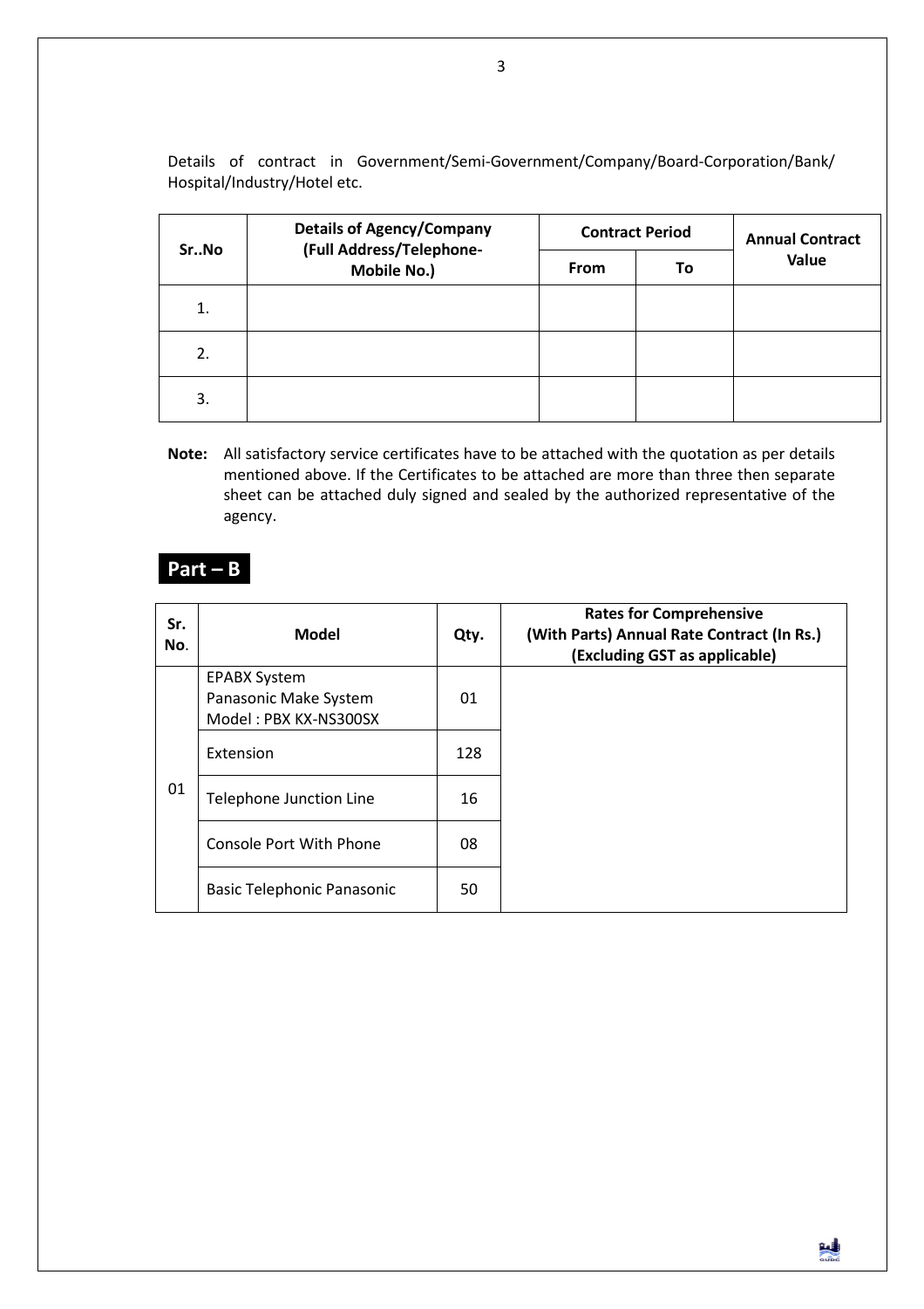Details of contract in Government/Semi-Government/Company/Board-Corporation/Bank/ Hospital/Industry/Hotel etc.

| Sr..No | Details of Agency/Company (Full Address/Telephone-Mobile No.) | Contract Period | | Annual Contract Value |
|---|---|---|---|---|
| | | From | To | |
| 1. | | | | |
| 2. | | | | |
| 3. | | | | |

**Note:** All satisfactory service certificates have to be attached with the quotation as per details mentioned above. If the Certificates to be attached are more than three then separate sheet can be attached duly signed and sealed by the authorized representative of the agency.

## Part – B

| Sr. No. | Model | Qty. | Rates for Comprehensive (With Parts) Annual Rate Contract (In Rs.) (Excluding GST as applicable) |
|---|---|---|---|
| 01 | EPABX System Panasonic Make System Model : PBX KX-NS300SX | 01 | |
| | Extension | 128 | |
| | Telephone Junction Line | 16 | |
| | Console Port With Phone | 08 | |
| | Basic Telephonic Panasonic | 50 | |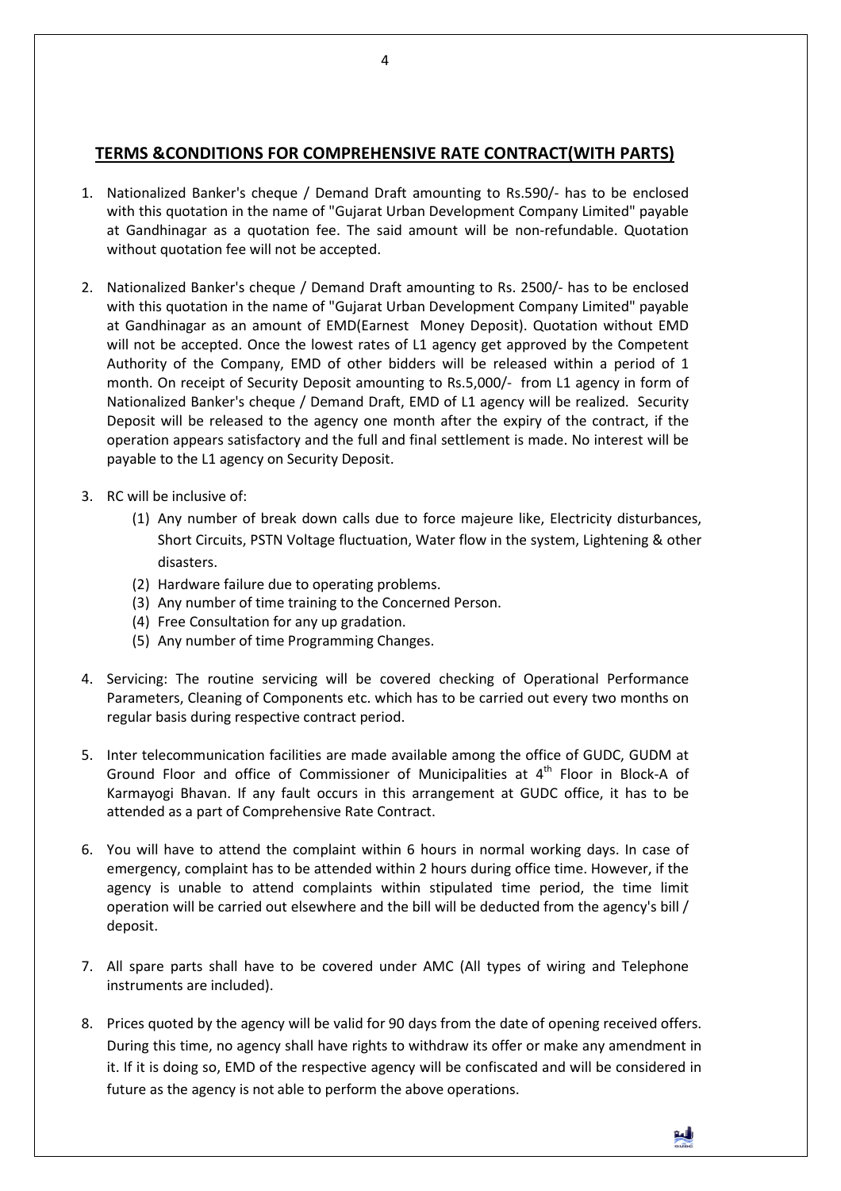## TERMS &CONDITIONS FOR COMPREHENSIVE RATE CONTRACT(WITH PARTS)

1. Nationalized Banker's cheque / Demand Draft amounting to Rs.590/- has to be enclosed with this quotation in the name of "Gujarat Urban Development Company Limited" payable at Gandhinagar as a quotation fee. The said amount will be non-refundable. Quotation without quotation fee will not be accepted.

2. Nationalized Banker's cheque / Demand Draft amounting to Rs. 2500/- has to be enclosed with this quotation in the name of "Gujarat Urban Development Company Limited" payable at Gandhinagar as an amount of EMD(Earnest Money Deposit). Quotation without EMD will not be accepted. Once the lowest rates of L1 agency get approved by the Competent Authority of the Company, EMD of other bidders will be released within a period of 1 month. On receipt of Security Deposit amounting to Rs.5,000/- from L1 agency in form of Nationalized Banker's cheque / Demand Draft, EMD of L1 agency will be realized. Security Deposit will be released to the agency one month after the expiry of the contract, if the operation appears satisfactory and the full and final settlement is made. No interest will be payable to the L1 agency on Security Deposit.

3. RC will be inclusive of:
   (1) Any number of break down calls due to force majeure like, Electricity disturbances, Short Circuits, PSTN Voltage fluctuation, Water flow in the system, Lightening & other disasters.
   (2) Hardware failure due to operating problems.
   (3) Any number of time training to the Concerned Person.
   (4) Free Consultation for any up gradation.
   (5) Any number of time Programming Changes.

4. Servicing: The routine servicing will be covered checking of Operational Performance Parameters, Cleaning of Components etc. which has to be carried out every two months on regular basis during respective contract period.

5. Inter telecommunication facilities are made available among the office of GUDC, GUDM at Ground Floor and office of Commissioner of Municipalities at 4th Floor in Block-A of Karmayogi Bhavan. If any fault occurs in this arrangement at GUDC office, it has to be attended as a part of Comprehensive Rate Contract.

6. You will have to attend the complaint within 6 hours in normal working days. In case of emergency, complaint has to be attended within 2 hours during office time. However, if the agency is unable to attend complaints within stipulated time period, the time limit operation will be carried out elsewhere and the bill will be deducted from the agency's bill / deposit.

7. All spare parts shall have to be covered under AMC (All types of wiring and Telephone instruments are included).

8. Prices quoted by the agency will be valid for 90 days from the date of opening received offers. During this time, no agency shall have rights to withdraw its offer or make any amendment in it. If it is doing so, EMD of the respective agency will be confiscated and will be considered in future as the agency is not able to perform the above operations.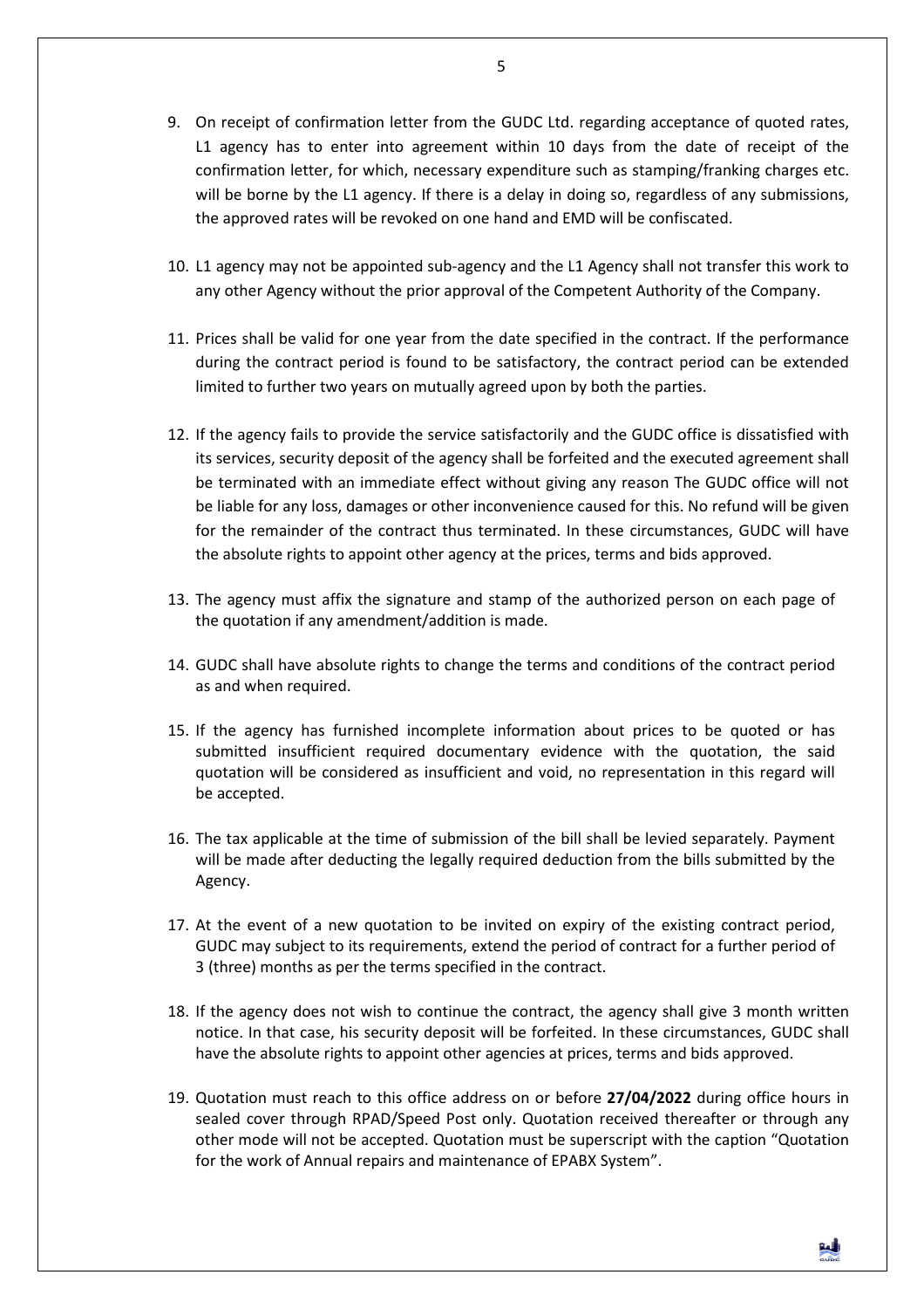9. On receipt of confirmation letter from the GUDC Ltd. regarding acceptance of quoted rates, L1 agency has to enter into agreement within 10 days from the date of receipt of the confirmation letter, for which, necessary expenditure such as stamping/franking charges etc. will be borne by the L1 agency. If there is a delay in doing so, regardless of any submissions, the approved rates will be revoked on one hand and EMD will be confiscated.

10. L1 agency may not be appointed sub-agency and the L1 Agency shall not transfer this work to any other Agency without the prior approval of the Competent Authority of the Company.

11. Prices shall be valid for one year from the date specified in the contract. If the performance during the contract period is found to be satisfactory, the contract period can be extended limited to further two years on mutually agreed upon by both the parties.

12. If the agency fails to provide the service satisfactorily and the GUDC office is dissatisfied with its services, security deposit of the agency shall be forfeited and the executed agreement shall be terminated with an immediate effect without giving any reason The GUDC office will not be liable for any loss, damages or other inconvenience caused for this. No refund will be given for the remainder of the contract thus terminated. In these circumstances, GUDC will have the absolute rights to appoint other agency at the prices, terms and bids approved.

13. The agency must affix the signature and stamp of the authorized person on each page of the quotation if any amendment/addition is made.

14. GUDC shall have absolute rights to change the terms and conditions of the contract period as and when required.

15. If the agency has furnished incomplete information about prices to be quoted or has submitted insufficient required documentary evidence with the quotation, the said quotation will be considered as insufficient and void, no representation in this regard will be accepted.

16. The tax applicable at the time of submission of the bill shall be levied separately. Payment will be made after deducting the legally required deduction from the bills submitted by the Agency.

17. At the event of a new quotation to be invited on expiry of the existing contract period, GUDC may subject to its requirements, extend the period of contract for a further period of 3 (three) months as per the terms specified in the contract.

18. If the agency does not wish to continue the contract, the agency shall give 3 month written notice. In that case, his security deposit will be forfeited. In these circumstances, GUDC shall have the absolute rights to appoint other agencies at prices, terms and bids approved.

19. Quotation must reach to this office address on or before **27/04/2022** during office hours in sealed cover through RPAD/Speed Post only. Quotation received thereafter or through any other mode will not be accepted. Quotation must be superscript with the caption "Quotation for the work of Annual repairs and maintenance of EPABX System".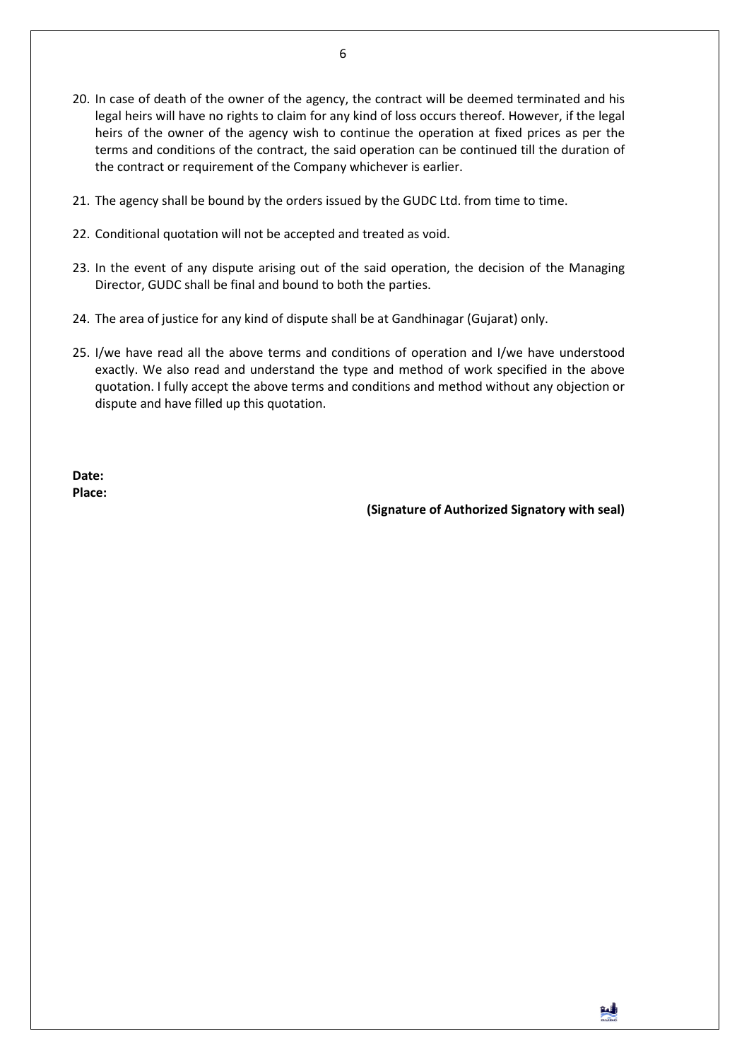20. In case of death of the owner of the agency, the contract will be deemed terminated and his legal heirs will have no rights to claim for any kind of loss occurs thereof. However, if the legal heirs of the owner of the agency wish to continue the operation at fixed prices as per the terms and conditions of the contract, the said operation can be continued till the duration of the contract or requirement of the Company whichever is earlier.

21. The agency shall be bound by the orders issued by the GUDC Ltd. from time to time.

22. Conditional quotation will not be accepted and treated as void.

23. In the event of any dispute arising out of the said operation, the decision of the Managing Director, GUDC shall be final and bound to both the parties.

24. The area of justice for any kind of dispute shall be at Gandhinagar (Gujarat) only.

25. I/we have read all the above terms and conditions of operation and I/we have understood exactly. We also read and understand the type and method of work specified in the above quotation. I fully accept the above terms and conditions and method without any objection or dispute and have filled up this quotation.

**Date:**
**Place:**

**(Signature of Authorized Signatory with seal)**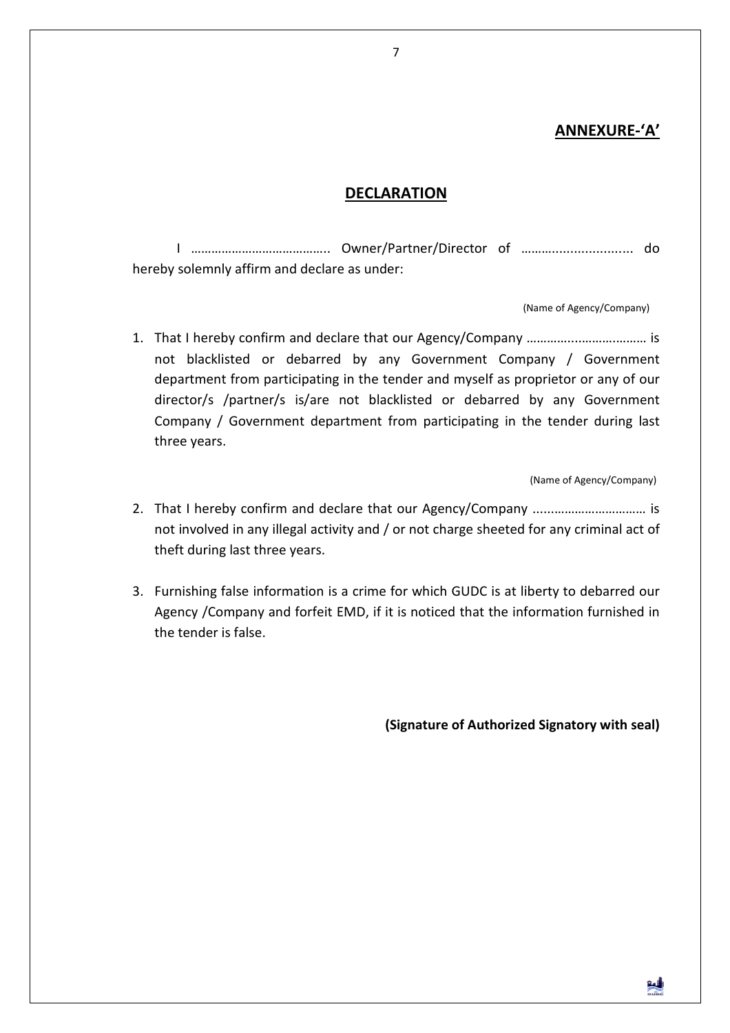## ANNEXURE-'A'

## DECLARATION

I ………………………………….. Owner/Partner/Director of …………................... do hereby solemnly affirm and declare as under:

(Name of Agency/Company)

1. That I hereby confirm and declare that our Agency/Company ……………..………………… is not blacklisted or debarred by any Government Company / Government department from participating in the tender and myself as proprietor or any of our director/s /partner/s is/are not blacklisted or debarred by any Government Company / Government department from participating in the tender during last three years.

(Name of Agency/Company)

2. That I hereby confirm and declare that our Agency/Company ................…………….. is not involved in any illegal activity and / or not charge sheeted for any criminal act of theft during last three years.

3. Furnishing false information is a crime for which GUDC is at liberty to debarred our Agency /Company and forfeit EMD, if it is noticed that the information furnished in the tender is false.

**(Signature of Authorized Signatory with seal)**